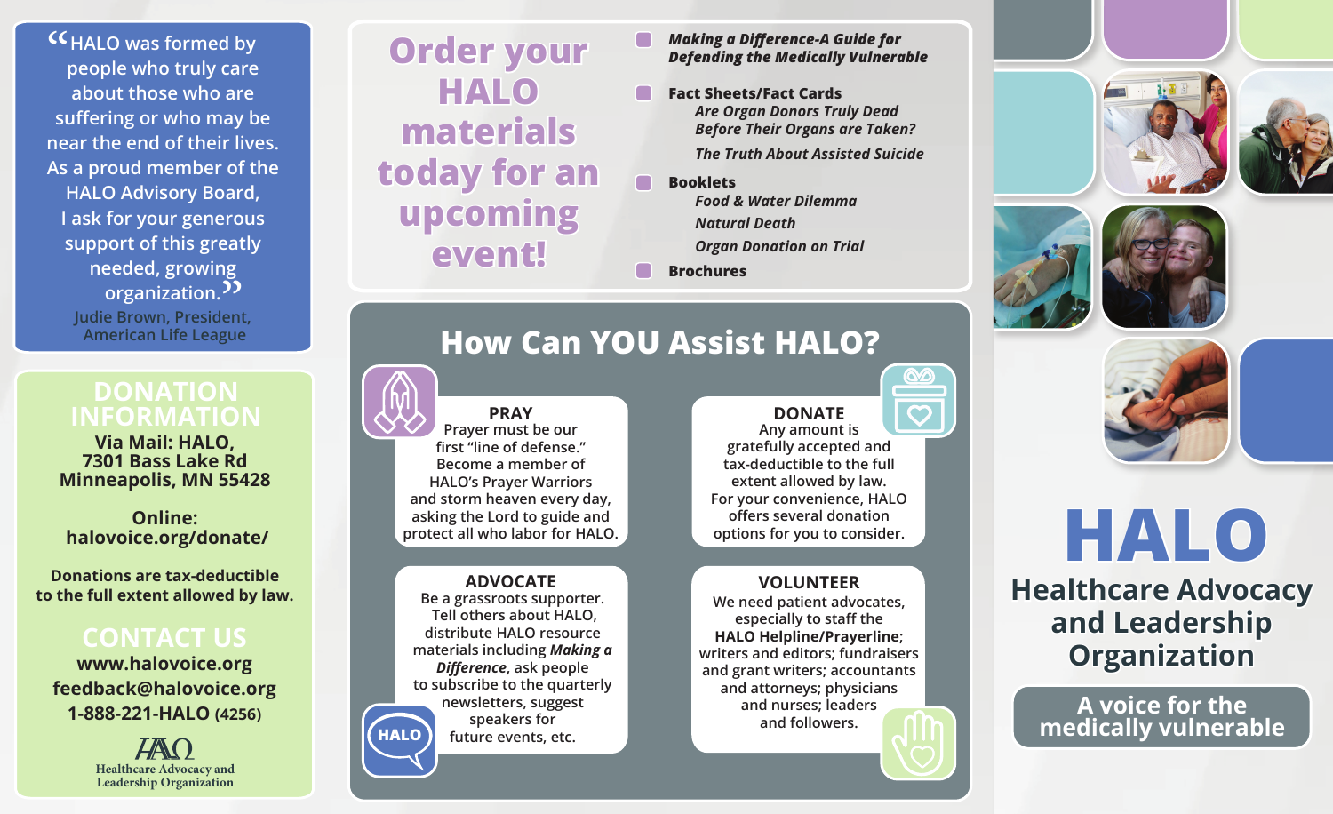"HALO was formed by people who truly care about those who are suffering or who may be near the end of their lives. As a proud member of the HALO Advisory Board, I ask for your generous support of this greatly needed, growing organization."

Judie Brown, President, American Life League

## DONATION INFORMATION

**Via Mail: HALO,**
**7301 Bass Lake Rd**
**Minneapolis, MN 55428**

**Online:**
**halovoice.org/donate/**

**Donations are tax-deductible to the full extent allowed by law.**

## CONTACT US

**www.halovoice.org**
**feedback@halovoice.org**
**1-888-221-HALO (4256)**

HALO
Healthcare Advocacy and Leadership Organization

## Order your HALO materials today for an upcoming event!

- ***Making a Difference-A Guide for Defending the Medically Vulnerable***
- **Fact Sheets/Fact Cards**
  - ***Are Organ Donors Truly Dead Before Their Organs are Taken?***
  - ***The Truth About Assisted Suicide***
- **Booklets**
  - ***Food & Water Dilemma***
  - ***Natural Death***
  - ***Organ Donation on Trial***
- **Brochures**

## How Can YOU Assist HALO?

### PRAY

Prayer must be our first "line of defense." Become a member of HALO's Prayer Warriors and storm heaven every day, asking the Lord to guide and protect all who labor for HALO.

### DONATE

Any amount is gratefully accepted and tax-deductible to the full extent allowed by law. For your convenience, HALO offers several donation options for you to consider.

### ADVOCATE

Be a grassroots supporter. Tell others about HALO, distribute HALO resource materials including ***Making a Difference***, ask people to subscribe to the quarterly newsletters, suggest speakers for future events, etc.

### VOLUNTEER

We need patient advocates, especially to staff the **HALO Helpline/Prayerline**; writers and editors; fundraisers and grant writers; accountants and attorneys; physicians and nurses; leaders and followers.

# HALO

## Healthcare Advocacy and Leadership Organization

**A voice for the medically vulnerable**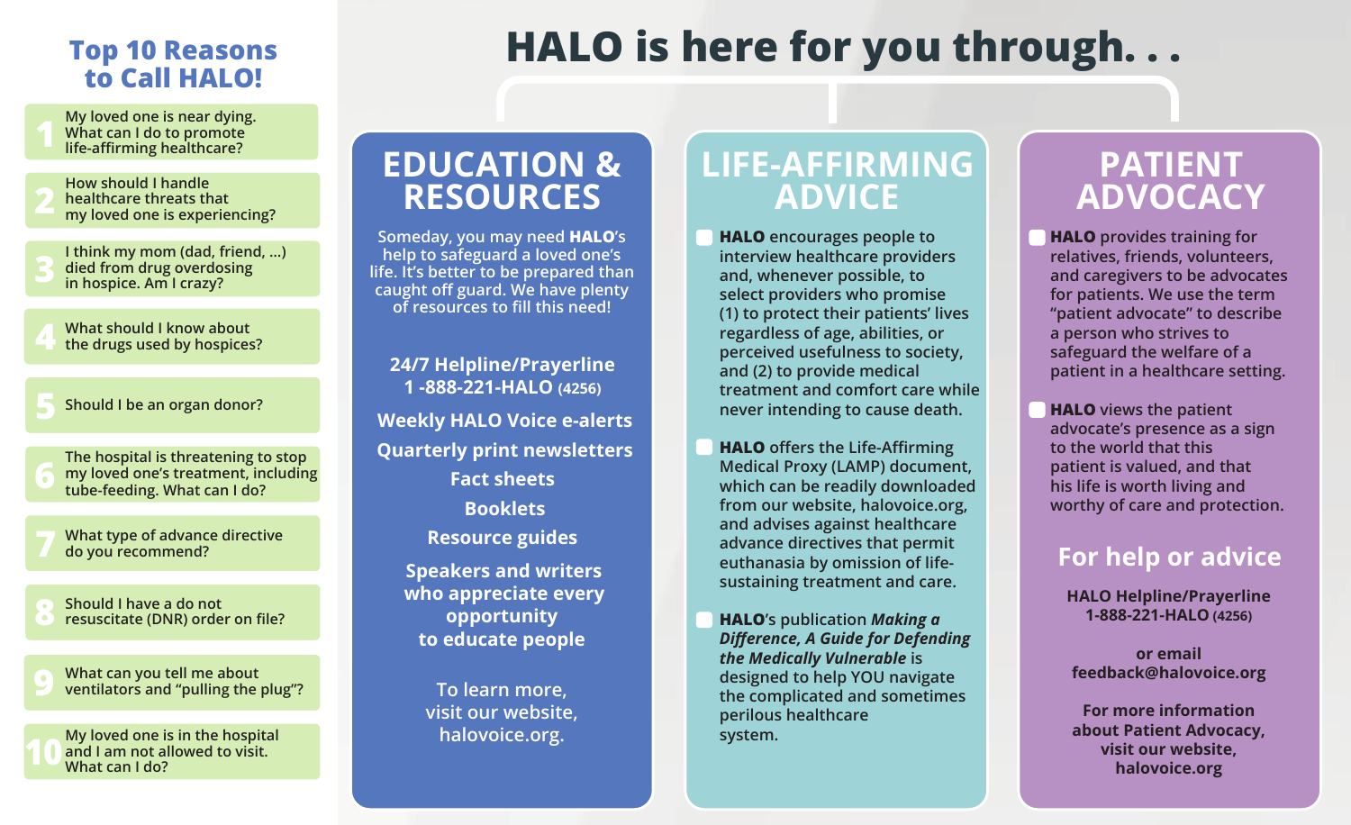## Top 10 Reasons to Call HALO!

1. My loved one is near dying. What can I do to promote life-affirming healthcare?
2. How should I handle healthcare threats that my loved one is experiencing?
3. I think my mom (dad, friend, ...) died from drug overdosing in hospice. Am I crazy?
4. What should I know about the drugs used by hospices?
5. Should I be an organ donor?
6. The hospital is threatening to stop my loved one's treatment, including tube-feeding. What can I do?
7. What type of advance directive do you recommend?
8. Should I have a do not resuscitate (DNR) order on file?
9. What can you tell me about ventilators and "pulling the plug"?
10. My loved one is in the hospital and I am not allowed to visit. What can I do?

# HALO is here for you through. . .

## EDUCATION & RESOURCES

Someday, you may need **HALO**'s help to safeguard a loved one's life. It's better to be prepared than caught off guard. We have plenty of resources to fill this need!

**24/7 Helpline/Prayerline**
**1 -888-221-HALO** (4256)

**Weekly HALO Voice e-alerts**

**Quarterly print newsletters**

**Fact sheets**

**Booklets**

**Resource guides**

**Speakers and writers who appreciate every opportunity to educate people**

To learn more, visit our website, halovoice.org.

## LIFE-AFFIRMING ADVICE

- **HALO** encourages people to interview healthcare providers and, whenever possible, to select providers who promise (1) to protect their patients' lives regardless of age, abilities, or perceived usefulness to society, and (2) to provide medical treatment and comfort care while never intending to cause death.
- **HALO** offers the Life-Affirming Medical Proxy (LAMP) document, which can be readily downloaded from our website, halovoice.org, and advises against healthcare advance directives that permit euthanasia by omission of life-sustaining treatment and care.
- **HALO**'s publication ***Making a Difference, A Guide for Defending the Medically Vulnerable*** is designed to help YOU navigate the complicated and sometimes perilous healthcare system.

## PATIENT ADVOCACY

- **HALO** provides training for relatives, friends, volunteers, and caregivers to be advocates for patients. We use the term "patient advocate" to describe a person who strives to safeguard the welfare of a patient in a healthcare setting.
- **HALO** views the patient advocate's presence as a sign to the world that this patient is valued, and that his life is worth living and worthy of care and protection.

### For help or advice

**HALO Helpline/Prayerline**
**1-888-221-HALO** (4256)

**or email**
**feedback@halovoice.org**

**For more information about Patient Advocacy, visit our website, halovoice.org**